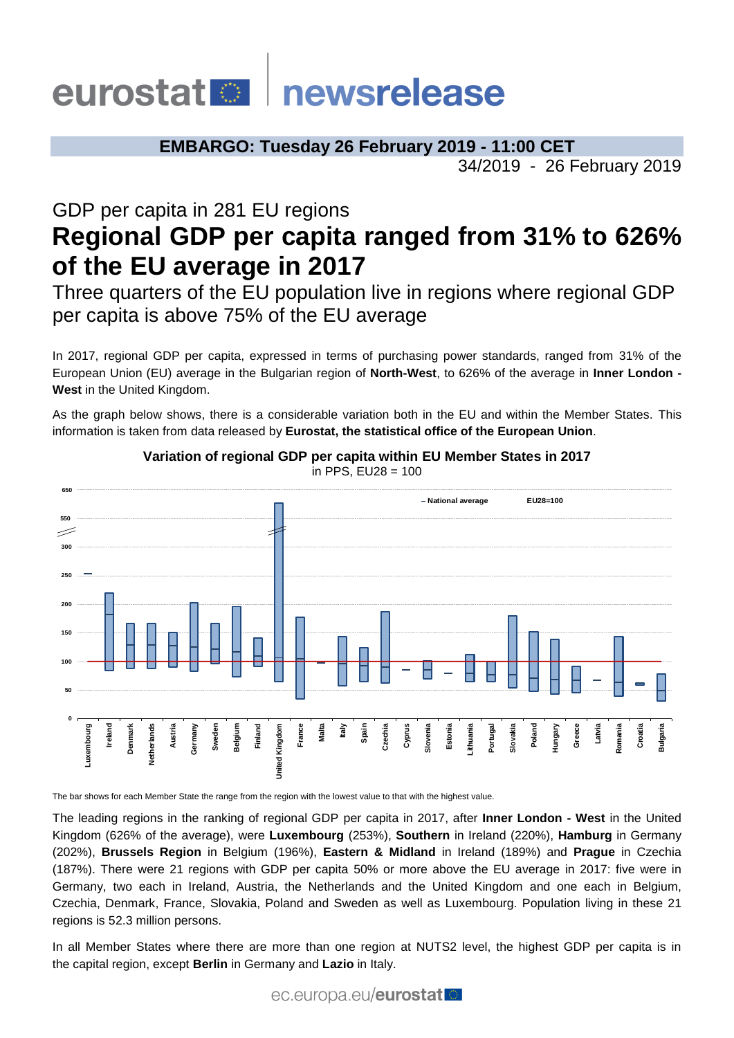eurostat newsrelease

**EMBARGO: Tuesday 26 February 2019 - 11:00 CET**

34/2019 - 26 February 2019

## GDP per capita in 281 EU regions

# Regional GDP per capita ranged from 31% to 626% of the EU average in 2017

## Three quarters of the EU population live in regions where regional GDP per capita is above 75% of the EU average

In 2017, regional GDP per capita, expressed in terms of purchasing power standards, ranged from 31% of the European Union (EU) average in the Bulgarian region of **North-West**, to 626% of the average in **Inner London - West** in the United Kingdom.

As the graph below shows, there is a considerable variation both in the EU and within the Member States. This information is taken from data released by **Eurostat, the statistical office of the European Union**.

**Variation of regional GDP per capita within EU Member States in 2017**

in PPS, EU28 = 100

The bar shows for each Member State the range from the region with the lowest value to that with the highest value.

The leading regions in the ranking of regional GDP per capita in 2017, after **Inner London - West** in the United Kingdom (626% of the average), were **Luxembourg** (253%), **Southern** in Ireland (220%), **Hamburg** in Germany (202%), **Brussels Region** in Belgium (196%), **Eastern & Midland** in Ireland (189%) and **Prague** in Czechia (187%). There were 21 regions with GDP per capita 50% or more above the EU average in 2017: five were in Germany, two each in Ireland, Austria, the Netherlands and the United Kingdom and one each in Belgium, Czechia, Denmark, France, Slovakia, Poland and Sweden as well as Luxembourg. Population living in these 21 regions is 52.3 million persons.

In all Member States where there are more than one region at NUTS2 level, the highest GDP per capita is in the capital region, except **Berlin** in Germany and **Lazio** in Italy.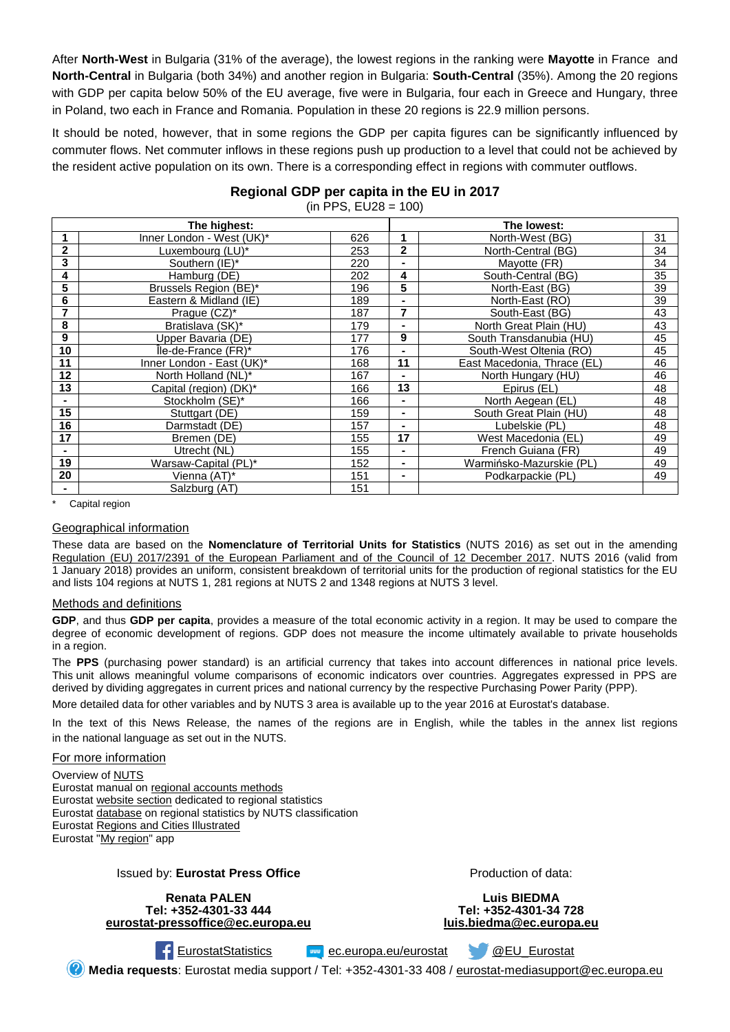After **North-West** in Bulgaria (31% of the average), the lowest regions in the ranking were **Mayotte** in France and **North-Central** in Bulgaria (both 34%) and another region in Bulgaria: **South-Central** (35%). Among the 20 regions with GDP per capita below 50% of the EU average, five were in Bulgaria, four each in Greece and Hungary, three in Poland, two each in France and Romania. Population in these 20 regions is 22.9 million persons.

It should be noted, however, that in some regions the GDP per capita figures can be significantly influenced by commuter flows. Net commuter inflows in these regions push up production to a level that could not be achieved by the resident active population on its own. There is a corresponding effect in regions with commuter outflows.

**Regional GDP per capita in the EU in 2017**
(in PPS, EU28 = 100)

| The highest: | | | The lowest: | | |
|---|---|---|---|---|---|
| **1** | Inner London - West (UK)* | 626 | **1** | North-West (BG) | 31 |
| **2** | Luxembourg (LU)* | 253 | **2** | North-Central (BG) | 34 |
| **3** | Southern (IE)* | 220 | **-** | Mayotte (FR) | 34 |
| **4** | Hamburg (DE) | 202 | **4** | South-Central (BG) | 35 |
| **5** | Brussels Region (BE)* | 196 | **5** | North-East (BG) | 39 |
| **6** | Eastern & Midland (IE) | 189 | **-** | North-East (RO) | 39 |
| **7** | Prague (CZ)* | 187 | **7** | South-East (BG) | 43 |
| **8** | Bratislava (SK)* | 179 | **-** | North Great Plain (HU) | 43 |
| **9** | Upper Bavaria (DE) | 177 | **9** | South Transdanubia (HU) | 45 |
| **10** | Île-de-France (FR)* | 176 | **-** | South-West Oltenia (RO) | 45 |
| **11** | Inner London - East (UK)* | 168 | **11** | East Macedonia, Thrace (EL) | 46 |
| **12** | North Holland (NL)* | 167 | **-** | North Hungary (HU) | 46 |
| **13** | Capital (region) (DK)* | 166 | **13** | Epirus (EL) | 48 |
| **-** | Stockholm (SE)* | 166 | **-** | North Aegean (EL) | 48 |
| **15** | Stuttgart (DE) | 159 | **-** | South Great Plain (HU) | 48 |
| **16** | Darmstadt (DE) | 157 | **-** | Lubelskie (PL) | 48 |
| **17** | Bremen (DE) | 155 | **17** | West Macedonia (EL) | 49 |
| **-** | Utrecht (NL) | 155 | **-** | French Guiana (FR) | 49 |
| **19** | Warsaw-Capital (PL)* | 152 | **-** | Warmińsko-Mazurskie (PL) | 49 |
| **20** | Vienna (AT)* | 151 | **-** | Podkarpackie (PL) | 49 |
| **-** | Salzburg (AT) | 151 | | | |

\* Capital region

## Geographical information

These data are based on the **Nomenclature of Territorial Units for Statistics** (NUTS 2016) as set out in the amending Regulation (EU) 2017/2391 of the European Parliament and of the Council of 12 December 2017. NUTS 2016 (valid from 1 January 2018) provides an uniform, consistent breakdown of territorial units for the production of regional statistics for the EU and lists 104 regions at NUTS 1, 281 regions at NUTS 2 and 1348 regions at NUTS 3 level.

## Methods and definitions

**GDP**, and thus **GDP per capita**, provides a measure of the total economic activity in a region. It may be used to compare the degree of economic development of regions. GDP does not measure the income ultimately available to private households in a region.

The **PPS** (purchasing power standard) is an artificial currency that takes into account differences in national price levels. This unit allows meaningful volume comparisons of economic indicators over countries. Aggregates expressed in PPS are derived by dividing aggregates in current prices and national currency by the respective Purchasing Power Parity (PPP).

More detailed data for other variables and by NUTS 3 area is available up to the year 2016 at Eurostat's database.

In the text of this News Release, the names of the regions are in English, while the tables in the annex list regions in the national language as set out in the NUTS.

## For more information

Overview of NUTS
Eurostat manual on regional accounts methods
Eurostat website section dedicated to regional statistics
Eurostat database on regional statistics by NUTS classification
Eurostat Regions and Cities Illustrated
Eurostat "My region" app

Issued by: **Eurostat Press Office**

**Renata PALEN**
**Tel: +352-4301-33 444**
**eurostat-pressoffice@ec.europa.eu**

Production of data:

**Luis BIEDMA**
**Tel: +352-4301-34 728**
**luis.biedma@ec.europa.eu**

EurostatStatistics ec.europa.eu/eurostat @EU_Eurostat

**Media requests**: Eurostat media support / Tel: +352-4301-33 408 / eurostat-mediasupport@ec.europa.eu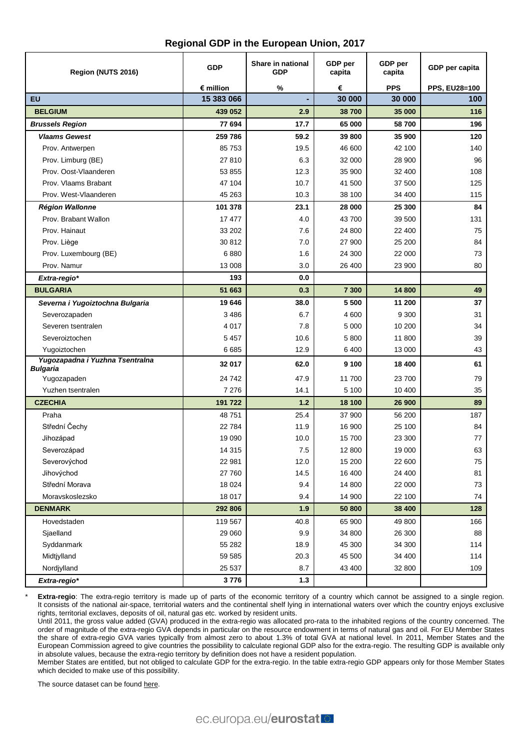## Regional GDP in the European Union, 2017

| Region (NUTS 2016) | GDP | Share in national GDP | GDP per capita | GDP per capita | GDP per capita |
|---|---|---|---|---|---|
| | € million | % | € | PPS | PPS, EU28=100 |
| **EU** | **15 383 066** | **-** | **30 000** | **30 000** | **100** |
| **BELGIUM** | **439 052** | **2.9** | **38 700** | **35 000** | **116** |
| ***Brussels Region*** | **77 694** | **17.7** | **65 000** | **58 700** | **196** |
| ***Vlaams Gewest*** | **259 786** | **59.2** | **39 800** | **35 900** | **120** |
| Prov. Antwerpen | 85 753 | 19.5 | 46 600 | 42 100 | 140 |
| Prov. Limburg (BE) | 27 810 | 6.3 | 32 000 | 28 900 | 96 |
| Prov. Oost-Vlaanderen | 53 855 | 12.3 | 35 900 | 32 400 | 108 |
| Prov. Vlaams Brabant | 47 104 | 10.7 | 41 500 | 37 500 | 125 |
| Prov. West-Vlaanderen | 45 263 | 10.3 | 38 100 | 34 400 | 115 |
| ***Région Wallonne*** | **101 378** | **23.1** | **28 000** | **25 300** | **84** |
| Prov. Brabant Wallon | 17 477 | 4.0 | 43 700 | 39 500 | 131 |
| Prov. Hainaut | 33 202 | 7.6 | 24 800 | 22 400 | 75 |
| Prov. Liège | 30 812 | 7.0 | 27 900 | 25 200 | 84 |
| Prov. Luxembourg (BE) | 6 880 | 1.6 | 24 300 | 22 000 | 73 |
| Prov. Namur | 13 008 | 3.0 | 26 400 | 23 900 | 80 |
| ***Extra-regio**** | **193** | **0.0** | | | |
| **BULGARIA** | **51 663** | **0.3** | **7 300** | **14 800** | **49** |
| ***Severna i Yugoiztochna Bulgaria*** | **19 646** | **38.0** | **5 500** | **11 200** | **37** |
| Severozapaden | 3 486 | 6.7 | 4 600 | 9 300 | 31 |
| Severen tsentralen | 4 017 | 7.8 | 5 000 | 10 200 | 34 |
| Severoiztochen | 5 457 | 10.6 | 5 800 | 11 800 | 39 |
| Yugoiztochen | 6 685 | 12.9 | 6 400 | 13 000 | 43 |
| ***Yugozapadna i Yuzhna Tsentralna Bulgaria*** | **32 017** | **62.0** | **9 100** | **18 400** | **61** |
| Yugozapaden | 24 742 | 47.9 | 11 700 | 23 700 | 79 |
| Yuzhen tsentralen | 7 276 | 14.1 | 5 100 | 10 400 | 35 |
| **CZECHIA** | **191 722** | **1.2** | **18 100** | **26 900** | **89** |
| Praha | 48 751 | 25.4 | 37 900 | 56 200 | 187 |
| Střední Čechy | 22 784 | 11.9 | 16 900 | 25 100 | 84 |
| Jihozápad | 19 090 | 10.0 | 15 700 | 23 300 | 77 |
| Severozápad | 14 315 | 7.5 | 12 800 | 19 000 | 63 |
| Severovýchod | 22 981 | 12.0 | 15 200 | 22 600 | 75 |
| Jihovýchod | 27 760 | 14.5 | 16 400 | 24 400 | 81 |
| Střední Morava | 18 024 | 9.4 | 14 800 | 22 000 | 73 |
| Moravskoslezsko | 18 017 | 9.4 | 14 900 | 22 100 | 74 |
| **DENMARK** | **292 806** | **1.9** | **50 800** | **38 400** | **128** |
| Hovedstaden | 119 567 | 40.8 | 65 900 | 49 800 | 166 |
| Sjaelland | 29 060 | 9.9 | 34 800 | 26 300 | 88 |
| Syddanmark | 55 282 | 18.9 | 45 300 | 34 300 | 114 |
| Midtjylland | 59 585 | 20.3 | 45 500 | 34 400 | 114 |
| Nordjylland | 25 537 | 8.7 | 43 400 | 32 800 | 109 |
| ***Extra-regio**** | **3 776** | **1.3** | | | |

\* **Extra-regio**: The extra-regio territory is made up of parts of the economic territory of a country which cannot be assigned to a single region. It consists of the national air-space, territorial waters and the continental shelf lying in international waters over which the country enjoys exclusive rights, territorial exclaves, deposits of oil, natural gas etc. worked by resident units.

Until 2011, the gross value added (GVA) produced in the extra-regio was allocated pro-rata to the inhabited regions of the country concerned. The order of magnitude of the extra-regio GVA depends in particular on the resource endowment in terms of natural gas and oil. For EU Member States the share of extra-regio GVA varies typically from almost zero to about 1.3% of total GVA at national level. In 2011, Member States and the European Commission agreed to give countries the possibility to calculate regional GDP also for the extra-regio. The resulting GDP is available only in absolute values, because the extra-regio territory by definition does not have a resident population.

Member States are entitled, but not obliged to calculate GDP for the extra-regio. In the table extra-regio GDP appears only for those Member States which decided to make use of this possibility.

The source dataset can be found here.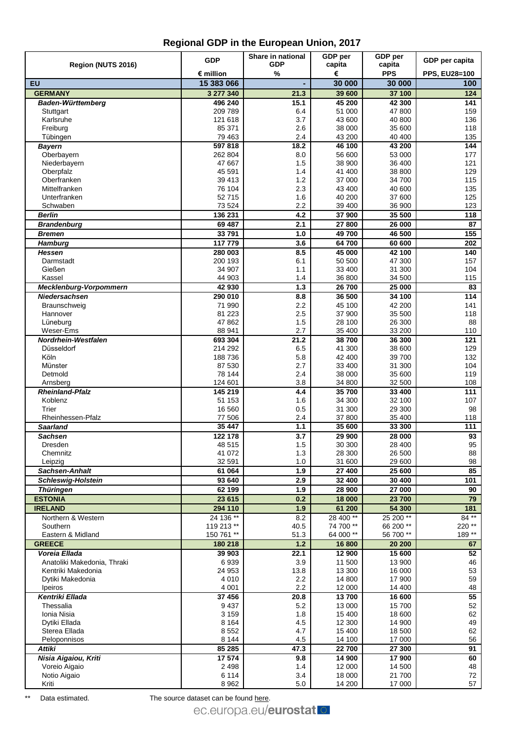# Regional GDP in the European Union, 2017

| Region (NUTS 2016) | GDP | Share in national GDP | GDP per capita | GDP per capita | GDP per capita |
|---|---|---|---|---|---|
| | € million | % | € | PPS | PPS, EU28=100 |
| **EU** | **15 383 066** | **-** | **30 000** | **30 000** | **100** |
| **GERMANY** | **3 277 340** | **21.3** | **39 600** | **37 100** | **124** |
| ***Baden-Württemberg*** | **496 240** | **15.1** | **45 200** | **42 300** | **141** |
| Stuttgart | 209 789 | 6.4 | 51 000 | 47 800 | 159 |
| Karlsruhe | 121 618 | 3.7 | 43 600 | 40 800 | 136 |
| Freiburg | 85 371 | 2.6 | 38 000 | 35 600 | 118 |
| Tübingen | 79 463 | 2.4 | 43 200 | 40 400 | 135 |
| ***Bayern*** | **597 818** | **18.2** | **46 100** | **43 200** | **144** |
| Oberbayern | 262 804 | 8.0 | 56 600 | 53 000 | 177 |
| Niederbayern | 47 667 | 1.5 | 38 900 | 36 400 | 121 |
| Oberpfalz | 45 591 | 1.4 | 41 400 | 38 800 | 129 |
| Oberfranken | 39 413 | 1.2 | 37 000 | 34 700 | 115 |
| Mittelfranken | 76 104 | 2.3 | 43 400 | 40 600 | 135 |
| Unterfranken | 52 715 | 1.6 | 40 200 | 37 600 | 125 |
| Schwaben | 73 524 | 2.2 | 39 400 | 36 900 | 123 |
| ***Berlin*** | **136 231** | **4.2** | **37 900** | **35 500** | **118** |
| ***Brandenburg*** | **69 487** | **2.1** | **27 800** | **26 000** | **87** |
| ***Bremen*** | **33 791** | **1.0** | **49 700** | **46 500** | **155** |
| ***Hamburg*** | **117 779** | **3.6** | **64 700** | **60 600** | **202** |
| ***Hessen*** | **280 003** | **8.5** | **45 000** | **42 100** | **140** |
| Darmstadt | 200 193 | 6.1 | 50 500 | 47 300 | 157 |
| Gießen | 34 907 | 1.1 | 33 400 | 31 300 | 104 |
| Kassel | 44 903 | 1.4 | 36 800 | 34 500 | 115 |
| ***Mecklenburg-Vorpommern*** | **42 930** | **1.3** | **26 700** | **25 000** | **83** |
| ***Niedersachsen*** | **290 010** | **8.8** | **36 500** | **34 100** | **114** |
| Braunschweig | 71 990 | 2.2 | 45 100 | 42 200 | 141 |
| Hannover | 81 223 | 2.5 | 37 900 | 35 500 | 118 |
| Lüneburg | 47 862 | 1.5 | 28 100 | 26 300 | 88 |
| Weser-Ems | 88 941 | 2.7 | 35 400 | 33 200 | 110 |
| ***Nordrhein-Westfalen*** | **693 304** | **21.2** | **38 700** | **36 300** | **121** |
| Düsseldorf | 214 292 | 6.5 | 41 300 | 38 600 | 129 |
| Köln | 188 736 | 5.8 | 42 400 | 39 700 | 132 |
| Münster | 87 530 | 2.7 | 33 400 | 31 300 | 104 |
| Detmold | 78 144 | 2.4 | 38 000 | 35 600 | 119 |
| Arnsberg | 124 601 | 3.8 | 34 800 | 32 500 | 108 |
| ***Rheinland-Pfalz*** | **145 219** | **4.4** | **35 700** | **33 400** | **111** |
| Koblenz | 51 153 | 1.6 | 34 300 | 32 100 | 107 |
| Trier | 16 560 | 0.5 | 31 300 | 29 300 | 98 |
| Rheinhessen-Pfalz | 77 506 | 2.4 | 37 800 | 35 400 | 118 |
| ***Saarland*** | **35 447** | **1.1** | **35 600** | **33 300** | **111** |
| ***Sachsen*** | **122 178** | **3.7** | **29 900** | **28 000** | **93** |
| Dresden | 48 515 | 1.5 | 30 300 | 28 400 | 95 |
| Chemnitz | 41 072 | 1.3 | 28 300 | 26 500 | 88 |
| Leipzig | 32 591 | 1.0 | 31 600 | 29 600 | 98 |
| ***Sachsen-Anhalt*** | **61 064** | **1.9** | **27 400** | **25 600** | **85** |
| ***Schleswig-Holstein*** | **93 640** | **2.9** | **32 400** | **30 400** | **101** |
| ***Thüringen*** | **62 199** | **1.9** | **28 900** | **27 000** | **90** |
| **ESTONIA** | **23 615** | **0.2** | **18 000** | **23 700** | **79** |
| **IRELAND** | **294 110** | **1.9** | **61 200** | **54 300** | **181** |
| Northern & Western | 24 136 ** | 8.2 | 28 400 ** | 25 200 ** | 84 ** |
| Southern | 119 213 ** | 40.5 | 74 700 ** | 66 200 ** | 220 ** |
| Eastern & Midland | 150 761 ** | 51.3 | 64 000 ** | 56 700 ** | 189 ** |
| **GREECE** | **180 218** | **1.2** | **16 800** | **20 200** | **67** |
| ***Voreia Ellada*** | **39 903** | **22.1** | **12 900** | **15 600** | **52** |
| Anatoliki Makedonia, Thraki | 6 939 | 3.9 | 11 500 | 13 900 | 46 |
| Kentriki Makedonia | 24 953 | 13.8 | 13 300 | 16 000 | 53 |
| Dytiki Makedonia | 4 010 | 2.2 | 14 800 | 17 900 | 59 |
| Ipeiros | 4 001 | 2.2 | 12 000 | 14 400 | 48 |
| ***Kentriki Ellada*** | **37 456** | **20.8** | **13 700** | **16 600** | **55** |
| Thessalia | 9 437 | 5.2 | 13 000 | 15 700 | 52 |
| Ionia Nisia | 3 159 | 1.8 | 15 400 | 18 600 | 62 |
| Dytiki Ellada | 8 164 | 4.5 | 12 300 | 14 900 | 49 |
| Sterea Ellada | 8 552 | 4.7 | 15 400 | 18 500 | 62 |
| Peloponnisos | 8 144 | 4.5 | 14 100 | 17 000 | 56 |
| ***Attiki*** | **85 285** | **47.3** | **22 700** | **27 300** | **91** |
| ***Nisia Aigaiou, Kriti*** | **17 574** | **9.8** | **14 900** | **17 900** | **60** |
| Voreio Aigaio | 2 498 | 1.4 | 12 000 | 14 500 | 48 |
| Notio Aigaio | 6 114 | 3.4 | 18 000 | 21 700 | 72 |
| Kriti | 8 962 | 5.0 | 14 200 | 17 000 | 57 |

** Data estimated. The source dataset can be found here.

ec.europa.eu/eurostat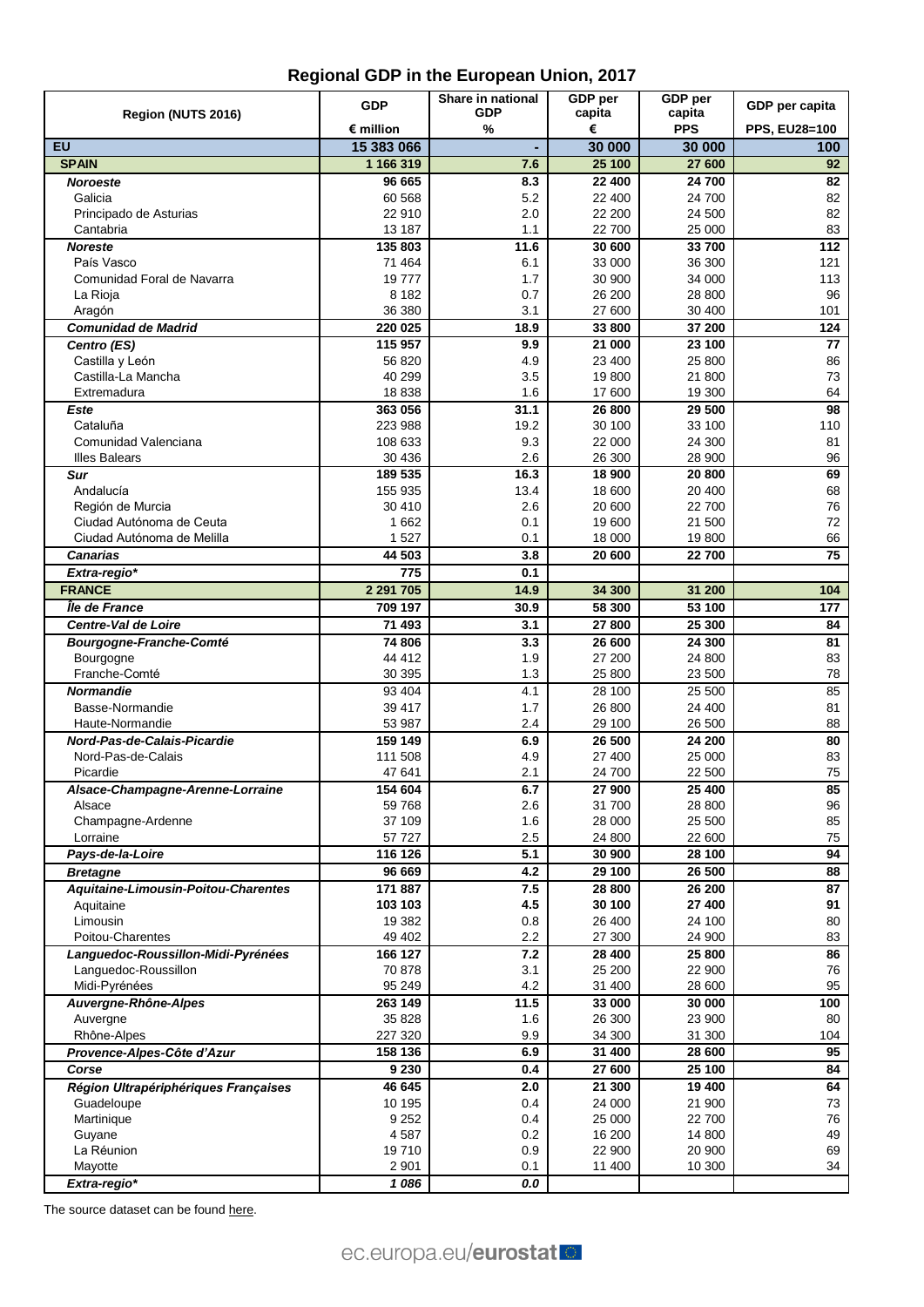# Regional GDP in the European Union, 2017

| Region (NUTS 2016) | GDP | Share in national GDP | GDP per capita | GDP per capita | GDP per capita |
|---|---|---|---|---|---|
| | € million | % | € | PPS | PPS, EU28=100 |
| **EU** | **15 383 066** | **-** | **30 000** | **30 000** | **100** |
| **SPAIN** | **1 166 319** | **7.6** | **25 100** | **27 600** | **92** |
| ***Noroeste*** | **96 665** | **8.3** | **22 400** | **24 700** | **82** |
| Galicia | 60 568 | 5.2 | 22 400 | 24 700 | 82 |
| Principado de Asturias | 22 910 | 2.0 | 22 200 | 24 500 | 82 |
| Cantabria | 13 187 | 1.1 | 22 700 | 25 000 | 83 |
| ***Noreste*** | **135 803** | **11.6** | **30 600** | **33 700** | **112** |
| País Vasco | 71 464 | 6.1 | 33 000 | 36 300 | 121 |
| Comunidad Foral de Navarra | 19 777 | 1.7 | 30 900 | 34 000 | 113 |
| La Rioja | 8 182 | 0.7 | 26 200 | 28 800 | 96 |
| Aragón | 36 380 | 3.1 | 27 600 | 30 400 | 101 |
| ***Comunidad de Madrid*** | **220 025** | **18.9** | **33 800** | **37 200** | **124** |
| ***Centro (ES)*** | **115 957** | **9.9** | **21 000** | **23 100** | **77** |
| Castilla y León | 56 820 | 4.9 | 23 400 | 25 800 | 86 |
| Castilla-La Mancha | 40 299 | 3.5 | 19 800 | 21 800 | 73 |
| Extremadura | 18 838 | 1.6 | 17 600 | 19 300 | 64 |
| ***Este*** | **363 056** | **31.1** | **26 800** | **29 500** | **98** |
| Cataluña | 223 988 | 19.2 | 30 100 | 33 100 | 110 |
| Comunidad Valenciana | 108 633 | 9.3 | 22 000 | 24 300 | 81 |
| Illes Balears | 30 436 | 2.6 | 26 300 | 28 900 | 96 |
| ***Sur*** | **189 535** | **16.3** | **18 900** | **20 800** | **69** |
| Andalucía | 155 935 | 13.4 | 18 600 | 20 400 | 68 |
| Región de Murcia | 30 410 | 2.6 | 20 600 | 22 700 | 76 |
| Ciudad Autónoma de Ceuta | 1 662 | 0.1 | 19 600 | 21 500 | 72 |
| Ciudad Autónoma de Melilla | 1 527 | 0.1 | 18 000 | 19 800 | 66 |
| ***Canarias*** | **44 503** | **3.8** | **20 600** | **22 700** | **75** |
| ***Extra-regio**** | **775** | **0.1** | | | |
| **FRANCE** | **2 291 705** | **14.9** | **34 300** | **31 200** | **104** |
| ***Île de France*** | **709 197** | **30.9** | **58 300** | **53 100** | **177** |
| ***Centre-Val de Loire*** | **71 493** | **3.1** | **27 800** | **25 300** | **84** |
| ***Bourgogne-Franche-Comté*** | **74 806** | **3.3** | **26 600** | **24 300** | **81** |
| Bourgogne | 44 412 | 1.9 | 27 200 | 24 800 | 83 |
| Franche-Comté | 30 395 | 1.3 | 25 800 | 23 500 | 78 |
| ***Normandie*** | 93 404 | 4.1 | 28 100 | 25 500 | 85 |
| Basse-Normandie | 39 417 | 1.7 | 26 800 | 24 400 | 81 |
| Haute-Normandie | 53 987 | 2.4 | 29 100 | 26 500 | 88 |
| ***Nord-Pas-de-Calais-Picardie*** | **159 149** | **6.9** | **26 500** | **24 200** | **80** |
| Nord-Pas-de-Calais | 111 508 | 4.9 | 27 400 | 25 000 | 83 |
| Picardie | 47 641 | 2.1 | 24 700 | 22 500 | 75 |
| ***Alsace-Champagne-Arenne-Lorraine*** | **154 604** | **6.7** | **27 900** | **25 400** | **85** |
| Alsace | 59 768 | 2.6 | 31 700 | 28 800 | 96 |
| Champagne-Ardenne | 37 109 | 1.6 | 28 000 | 25 500 | 85 |
| Lorraine | 57 727 | 2.5 | 24 800 | 22 600 | 75 |
| ***Pays-de-la-Loire*** | **116 126** | **5.1** | **30 900** | **28 100** | **94** |
| ***Bretagne*** | **96 669** | **4.2** | **29 100** | **26 500** | **88** |
| ***Aquitaine-Limousin-Poitou-Charentes*** | **171 887** | **7.5** | **28 800** | **26 200** | **87** |
| Aquitaine | **103 103** | **4.5** | **30 100** | **27 400** | **91** |
| Limousin | 19 382 | 0.8 | 26 400 | 24 100 | 80 |
| Poitou-Charentes | 49 402 | 2.2 | 27 300 | 24 900 | 83 |
| ***Languedoc-Roussillon-Midi-Pyrénées*** | **166 127** | **7.2** | **28 400** | **25 800** | **86** |
| Languedoc-Roussillon | 70 878 | 3.1 | 25 200 | 22 900 | 76 |
| Midi-Pyrénées | 95 249 | 4.2 | 31 400 | 28 600 | 95 |
| ***Auvergne-Rhône-Alpes*** | **263 149** | **11.5** | **33 000** | **30 000** | **100** |
| Auvergne | 35 828 | 1.6 | 26 300 | 23 900 | 80 |
| Rhône-Alpes | 227 320 | 9.9 | 34 300 | 31 300 | 104 |
| ***Provence-Alpes-Côte d'Azur*** | **158 136** | **6.9** | **31 400** | **28 600** | **95** |
| ***Corse*** | **9 230** | **0.4** | **27 600** | **25 100** | **84** |
| ***Région Ultrapériphériques Françaises*** | **46 645** | **2.0** | **21 300** | **19 400** | **64** |
| Guadeloupe | 10 195 | 0.4 | 24 000 | 21 900 | 73 |
| Martinique | 9 252 | 0.4 | 25 000 | 22 700 | 76 |
| Guyane | 4 587 | 0.2 | 16 200 | 14 800 | 49 |
| La Réunion | 19 710 | 0.9 | 22 900 | 20 900 | 69 |
| Mayotte | 2 901 | 0.1 | 11 400 | 10 300 | 34 |
| ***Extra-regio**** | ***1 086*** | ***0.0*** | | | |

The source dataset can be found here.

ec.europa.eu/eurostat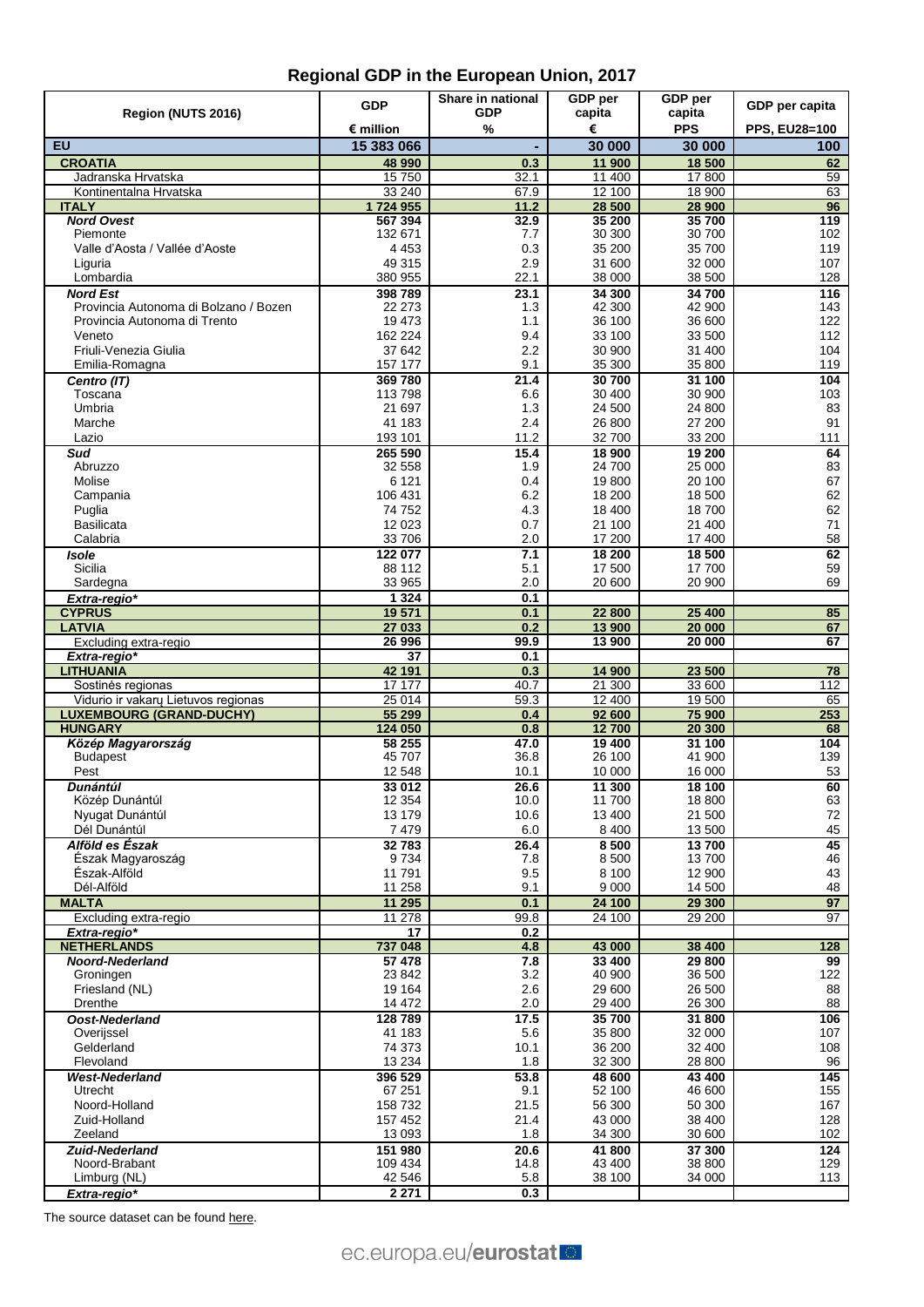# Regional GDP in the European Union, 2017

| Region (NUTS 2016) | GDP | Share in national GDP | GDP per capita | GDP per capita | GDP per capita |
|---|---|---|---|---|---|
| | € million | % | € | PPS | PPS, EU28=100 |
| **EU** | **15 383 066** | **-** | **30 000** | **30 000** | **100** |
| **CROATIA** | **48 990** | **0.3** | **11 900** | **18 500** | **62** |
| Jadranska Hrvatska | 15 750 | 32.1 | 11 400 | 17 800 | 59 |
| Kontinentalna Hrvatska | 33 240 | 67.9 | 12 100 | 18 900 | 63 |
| **ITALY** | **1 724 955** | **11.2** | **28 500** | **28 900** | **96** |
| ***Nord Ovest*** | **567 394** | **32.9** | **35 200** | **35 700** | **119** |
| Piemonte | 132 671 | 7.7 | 30 300 | 30 700 | 102 |
| Valle d'Aosta / Vallée d'Aoste | 4 453 | 0.3 | 35 200 | 35 700 | 119 |
| Liguria | 49 315 | 2.9 | 31 600 | 32 000 | 107 |
| Lombardia | 380 955 | 22.1 | 38 000 | 38 500 | 128 |
| ***Nord Est*** | **398 789** | **23.1** | **34 300** | **34 700** | **116** |
| Provincia Autonoma di Bolzano / Bozen | 22 273 | 1.3 | 42 300 | 42 900 | 143 |
| Provincia Autonoma di Trento | 19 473 | 1.1 | 36 100 | 36 600 | 122 |
| Veneto | 162 224 | 9.4 | 33 100 | 33 500 | 112 |
| Friuli-Venezia Giulia | 37 642 | 2.2 | 30 900 | 31 400 | 104 |
| Emilia-Romagna | 157 177 | 9.1 | 35 300 | 35 800 | 119 |
| ***Centro (IT)*** | **369 780** | **21.4** | **30 700** | **31 100** | **104** |
| Toscana | 113 798 | 6.6 | 30 400 | 30 900 | 103 |
| Umbria | 21 697 | 1.3 | 24 500 | 24 800 | 83 |
| Marche | 41 183 | 2.4 | 26 800 | 27 200 | 91 |
| Lazio | 193 101 | 11.2 | 32 700 | 33 200 | 111 |
| ***Sud*** | **265 590** | **15.4** | **18 900** | **19 200** | **64** |
| Abruzzo | 32 558 | 1.9 | 24 700 | 25 000 | 83 |
| Molise | 6 121 | 0.4 | 19 800 | 20 100 | 67 |
| Campania | 106 431 | 6.2 | 18 200 | 18 500 | 62 |
| Puglia | 74 752 | 4.3 | 18 400 | 18 700 | 62 |
| Basilicata | 12 023 | 0.7 | 21 100 | 21 400 | 71 |
| Calabria | 33 706 | 2.0 | 17 200 | 17 400 | 58 |
| ***Isole*** | **122 077** | **7.1** | **18 200** | **18 500** | **62** |
| Sicilia | 88 112 | 5.1 | 17 500 | 17 700 | 59 |
| Sardegna | 33 965 | 2.0 | 20 600 | 20 900 | 69 |
| ***Extra-regio**** | **1 324** | **0.1** | | | |
| **CYPRUS** | **19 571** | **0.1** | **22 800** | **25 400** | **85** |
| **LATVIA** | **27 033** | **0.2** | **13 900** | **20 000** | **67** |
| Excluding extra-regio | 26 996 | 99.9 | 13 900 | 20 000 | 67 |
| ***Extra-regio**** | **37** | **0.1** | | | |
| **LITHUANIA** | **42 191** | **0.3** | **14 900** | **23 500** | **78** |
| Sostinės regionas | 17 177 | 40.7 | 21 300 | 33 600 | 112 |
| Vidurio ir vakarų Lietuvos regionas | 25 014 | 59.3 | 12 400 | 19 500 | 65 |
| **LUXEMBOURG (GRAND-DUCHY)** | **55 299** | **0.4** | **92 600** | **75 900** | **253** |
| **HUNGARY** | **124 050** | **0.8** | **12 700** | **20 300** | **68** |
| ***Közép Magyarország*** | **58 255** | **47.0** | **19 400** | **31 100** | **104** |
| Budapest | 45 707 | 36.8 | 26 100 | 41 900 | 139 |
| Pest | 12 548 | 10.1 | 10 000 | 16 000 | 53 |
| ***Dunántúl*** | **33 012** | **26.6** | **11 300** | **18 100** | **60** |
| Közép Dunántúl | 12 354 | 10.0 | 11 700 | 18 800 | 63 |
| Nyugat Dunántúl | 13 179 | 10.6 | 13 400 | 21 500 | 72 |
| Dél Dunántúl | 7 479 | 6.0 | 8 400 | 13 500 | 45 |
| ***Alföld es Észak*** | **32 783** | **26.4** | **8 500** | **13 700** | **45** |
| Észak Magyaroszág | 9 734 | 7.8 | 8 500 | 13 700 | 46 |
| Észak-Alföld | 11 791 | 9.5 | 8 100 | 12 900 | 43 |
| Dél-Alföld | 11 258 | 9.1 | 9 000 | 14 500 | 48 |
| **MALTA** | **11 295** | **0.1** | **24 100** | **29 300** | **97** |
| Excluding extra-regio | 11 278 | 99.8 | 24 100 | 29 200 | 97 |
| ***Extra-regio**** | **17** | **0.2** | | | |
| **NETHERLANDS** | **737 048** | **4.8** | **43 000** | **38 400** | **128** |
| ***Noord-Nederland*** | **57 478** | **7.8** | **33 400** | **29 800** | **99** |
| Groningen | 23 842 | 3.2 | 40 900 | 36 500 | 122 |
| Friesland (NL) | 19 164 | 2.6 | 29 600 | 26 500 | 88 |
| Drenthe | 14 472 | 2.0 | 29 400 | 26 300 | 88 |
| ***Oost-Nederland*** | **128 789** | **17.5** | **35 700** | **31 800** | **106** |
| Overijssel | 41 183 | 5.6 | 35 800 | 32 000 | 107 |
| Gelderland | 74 373 | 10.1 | 36 200 | 32 400 | 108 |
| Flevoland | 13 234 | 1.8 | 32 300 | 28 800 | 96 |
| ***West-Nederland*** | **396 529** | **53.8** | **48 600** | **43 400** | **145** |
| Utrecht | 67 251 | 9.1 | 52 100 | 46 600 | 155 |
| Noord-Holland | 158 732 | 21.5 | 56 300 | 50 300 | 167 |
| Zuid-Holland | 157 452 | 21.4 | 43 000 | 38 400 | 128 |
| Zeeland | 13 093 | 1.8 | 34 300 | 30 600 | 102 |
| ***Zuid-Nederland*** | **151 980** | **20.6** | **41 800** | **37 300** | **124** |
| Noord-Brabant | 109 434 | 14.8 | 43 400 | 38 800 | 129 |
| Limburg (NL) | 42 546 | 5.8 | 38 100 | 34 000 | 113 |
| ***Extra-regio**** | **2 271** | **0.3** | | | |

The source dataset can be found here.

ec.europa.eu/**eurostat**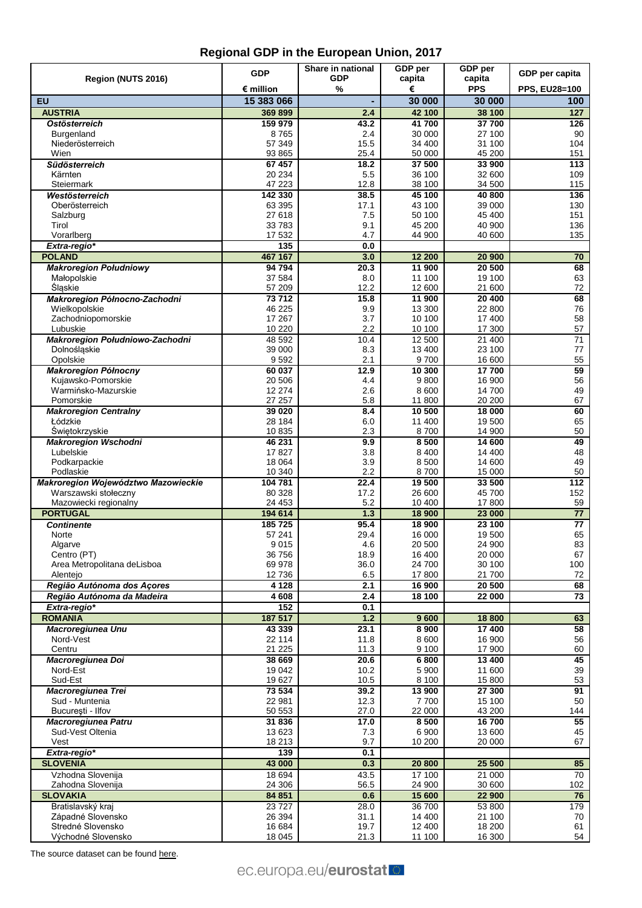# Regional GDP in the European Union, 2017

| Region (NUTS 2016) | GDP | Share in national GDP | GDP per capita | GDP per capita | GDP per capita |
|---|---|---|---|---|---|
| | € million | % | € | PPS | PPS, EU28=100 |
| **EU** | **15 383 066** | **-** | **30 000** | **30 000** | **100** |
| **AUSTRIA** | **369 899** | **2.4** | **42 100** | **38 100** | **127** |
| ***Ostösterreich*** | **159 979** | **43.2** | **41 700** | **37 700** | **126** |
| Burgenland | 8 765 | 2.4 | 30 000 | 27 100 | 90 |
| Niederösterreich | 57 349 | 15.5 | 34 400 | 31 100 | 104 |
| Wien | 93 865 | 25.4 | 50 000 | 45 200 | 151 |
| ***Südösterreich*** | **67 457** | **18.2** | **37 500** | **33 900** | **113** |
| Kärnten | 20 234 | 5.5 | 36 100 | 32 600 | 109 |
| Steiermark | 47 223 | 12.8 | 38 100 | 34 500 | 115 |
| ***Westösterreich*** | **142 330** | **38.5** | **45 100** | **40 800** | **136** |
| Oberösterreich | 63 395 | 17.1 | 43 100 | 39 000 | 130 |
| Salzburg | 27 618 | 7.5 | 50 100 | 45 400 | 151 |
| Tirol | 33 783 | 9.1 | 45 200 | 40 900 | 136 |
| Vorarlberg | 17 532 | 4.7 | 44 900 | 40 600 | 135 |
| ***Extra-regio**** | **135** | **0.0** | | | |
| **POLAND** | **467 167** | **3.0** | **12 200** | **20 900** | **70** |
| ***Makroregion Południowy*** | **94 794** | **20.3** | **11 900** | **20 500** | **68** |
| Małopolskie | 37 584 | 8.0 | 11 100 | 19 100 | 63 |
| Śląskie | 57 209 | 12.2 | 12 600 | 21 600 | 72 |
| ***Makroregion Północno-Zachodni*** | **73 712** | **15.8** | **11 900** | **20 400** | **68** |
| Wielkopolskie | 46 225 | 9.9 | 13 300 | 22 800 | 76 |
| Zachodniopomorskie | 17 267 | 3.7 | 10 100 | 17 400 | 58 |
| Lubuskie | 10 220 | 2.2 | 10 100 | 17 300 | 57 |
| ***Makroregion Południowo-Zachodni*** | 48 592 | 10.4 | 12 500 | 21 400 | 71 |
| Dolnośląskie | 39 000 | 8.3 | 13 400 | 23 100 | 77 |
| Opolskie | 9 592 | 2.1 | 9 700 | 16 600 | 55 |
| ***Makroregion Północny*** | **60 037** | **12.9** | **10 300** | **17 700** | **59** |
| Kujawsko-Pomorskie | 20 506 | 4.4 | 9 800 | 16 900 | 56 |
| Warmińsko-Mazurskie | 12 274 | 2.6 | 8 600 | 14 700 | 49 |
| Pomorskie | 27 257 | 5.8 | 11 800 | 20 200 | 67 |
| ***Makroregion Centralny*** | **39 020** | **8.4** | **10 500** | **18 000** | **60** |
| Łódzkie | 28 184 | 6.0 | 11 400 | 19 500 | 65 |
| Świętokrzyskie | 10 835 | 2.3 | 8 700 | 14 900 | 50 |
| ***Makroregion Wschodni*** | **46 231** | **9.9** | **8 500** | **14 600** | **49** |
| Lubelskie | 17 827 | 3.8 | 8 400 | 14 400 | 48 |
| Podkarpackie | 18 064 | 3.9 | 8 500 | 14 600 | 49 |
| Podlaskie | 10 340 | 2.2 | 8 700 | 15 000 | 50 |
| ***Makroregion Województwo Mazowieckie*** | **104 781** | **22.4** | **19 500** | **33 500** | **112** |
| Warszawski stołeczny | 80 328 | 17.2 | 26 600 | 45 700 | 152 |
| Mazowiecki regionalny | 24 453 | 5.2 | 10 400 | 17 800 | 59 |
| **PORTUGAL** | **194 614** | **1.3** | **18 900** | **23 000** | **77** |
| ***Continente*** | **185 725** | **95.4** | **18 900** | **23 100** | **77** |
| Norte | 57 241 | 29.4 | 16 000 | 19 500 | 65 |
| Algarve | 9 015 | 4.6 | 20 500 | 24 900 | 83 |
| Centro (PT) | 36 756 | 18.9 | 16 400 | 20 000 | 67 |
| Area Metropolitana deLisboa | 69 978 | 36.0 | 24 700 | 30 100 | 100 |
| Alentejo | 12 736 | 6.5 | 17 800 | 21 700 | 72 |
| ***Região Autónoma dos Açores*** | **4 128** | **2.1** | **16 900** | **20 500** | **68** |
| ***Região Autónoma da Madeira*** | **4 608** | **2.4** | **18 100** | **22 000** | **73** |
| ***Extra-regio**** | **152** | **0.1** | | | |
| **ROMANIA** | **187 517** | **1.2** | **9 600** | **18 800** | **63** |
| ***Macroregiunea Unu*** | **43 339** | **23.1** | **8 900** | **17 400** | **58** |
| Nord-Vest | 22 114 | 11.8 | 8 600 | 16 900 | 56 |
| Centru | 21 225 | 11.3 | 9 100 | 17 900 | 60 |
| ***Macroregiunea Doi*** | **38 669** | **20.6** | **6 800** | **13 400** | **45** |
| Nord-Est | 19 042 | 10.2 | 5 900 | 11 600 | 39 |
| Sud-Est | 19 627 | 10.5 | 8 100 | 15 800 | 53 |
| ***Macroregiunea Trei*** | **73 534** | **39.2** | **13 900** | **27 300** | **91** |
| Sud - Muntenia | 22 981 | 12.3 | 7 700 | 15 100 | 50 |
| Bucureşti - Ilfov | 50 553 | 27.0 | 22 000 | 43 200 | 144 |
| ***Macroregiunea Patru*** | **31 836** | **17.0** | **8 500** | **16 700** | **55** |
| Sud-Vest Oltenia | 13 623 | 7.3 | 6 900 | 13 600 | 45 |
| Vest | 18 213 | 9.7 | 10 200 | 20 000 | 67 |
| ***Extra-regio**** | **139** | **0.1** | | | |
| **SLOVENIA** | **43 000** | **0.3** | **20 800** | **25 500** | **85** |
| Vzhodna Slovenija | 18 694 | 43.5 | 17 100 | 21 000 | 70 |
| Zahodna Slovenija | 24 306 | 56.5 | 24 900 | 30 600 | 102 |
| **SLOVAKIA** | **84 851** | **0.6** | **15 600** | **22 900** | **76** |
| Bratislavský kraj | 23 727 | 28.0 | 36 700 | 53 800 | 179 |
| Západné Slovensko | 26 394 | 31.1 | 14 400 | 21 100 | 70 |
| Stredné Slovensko | 16 684 | 19.7 | 12 400 | 18 200 | 61 |
| Východné Slovensko | 18 045 | 21.3 | 11 100 | 16 300 | 54 |

The source dataset can be found here.

ec.europa.eu/eurostat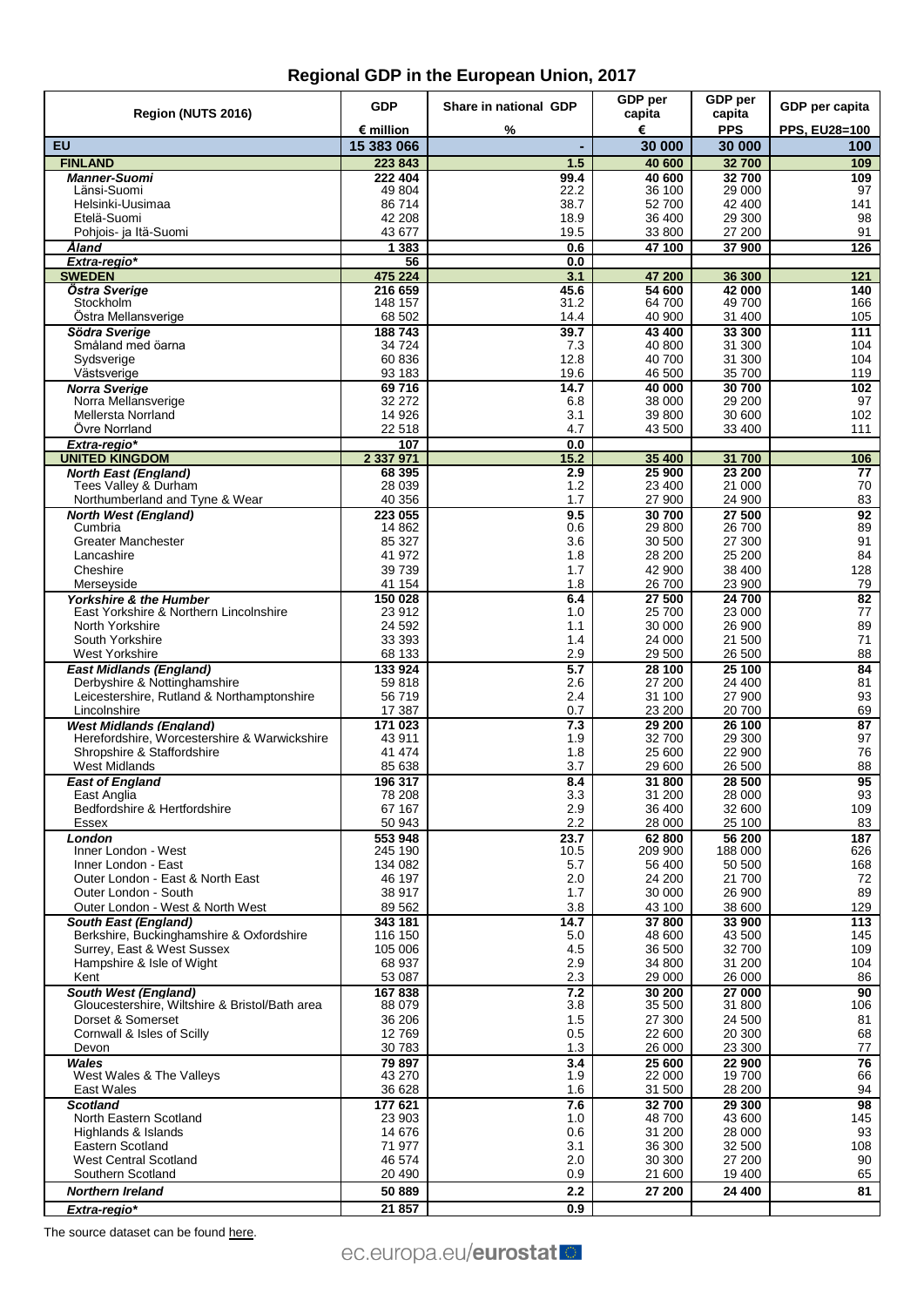# Regional GDP in the European Union, 2017

| Region (NUTS 2016) | GDP | Share in national GDP | GDP per capita | GDP per capita | GDP per capita |
|---|---|---|---|---|---|
| | € million | % | € | PPS | PPS, EU28=100 |
| **EU** | **15 383 066** | **-** | **30 000** | **30 000** | **100** |
| **FINLAND** | **223 843** | **1.5** | **40 600** | **32 700** | **109** |
| ***Manner-Suomi*** | **222 404** | **99.4** | **40 600** | **32 700** | **109** |
| Länsi-Suomi | 49 804 | 22.2 | 36 100 | 29 000 | 97 |
| Helsinki-Uusimaa | 86 714 | 38.7 | 52 700 | 42 400 | 141 |
| Etelä-Suomi | 42 208 | 18.9 | 36 400 | 29 300 | 98 |
| Pohjois- ja Itä-Suomi | 43 677 | 19.5 | 33 800 | 27 200 | 91 |
| ***Åland*** | **1 383** | **0.6** | **47 100** | **37 900** | **126** |
| ***Extra-regio**** | **56** | **0.0** | | | |
| **SWEDEN** | **475 224** | **3.1** | **47 200** | **36 300** | **121** |
| ***Östra Sverige*** | **216 659** | **45.6** | **54 600** | **42 000** | **140** |
| Stockholm | 148 157 | 31.2 | 64 700 | 49 700 | 166 |
| Östra Mellansverige | 68 502 | 14.4 | 40 900 | 31 400 | 105 |
| ***Södra Sverige*** | **188 743** | **39.7** | **43 400** | **33 300** | **111** |
| Småland med öarna | 34 724 | 7.3 | 40 800 | 31 300 | 104 |
| Sydsverige | 60 836 | 12.8 | 40 700 | 31 300 | 104 |
| Västsverige | 93 183 | 19.6 | 46 500 | 35 700 | 119 |
| ***Norra Sverige*** | **69 716** | **14.7** | **40 000** | **30 700** | **102** |
| Norra Mellansverige | 32 272 | 6.8 | 38 000 | 29 200 | 97 |
| Mellersta Norrland | 14 926 | 3.1 | 39 800 | 30 600 | 102 |
| Övre Norrland | 22 518 | 4.7 | 43 500 | 33 400 | 111 |
| ***Extra-regio**** | **107** | **0.0** | | | |
| **UNITED KINGDOM** | **2 337 971** | **15.2** | **35 400** | **31 700** | **106** |
| ***North East (England)*** | **68 395** | **2.9** | **25 900** | **23 200** | **77** |
| Tees Valley & Durham | 28 039 | 1.2 | 23 400 | 21 000 | 70 |
| Northumberland and Tyne & Wear | 40 356 | 1.7 | 27 900 | 24 900 | 83 |
| ***North West (England)*** | **223 055** | **9.5** | **30 700** | **27 500** | **92** |
| Cumbria | 14 862 | 0.6 | 29 800 | 26 700 | 89 |
| Greater Manchester | 85 327 | 3.6 | 30 500 | 27 300 | 91 |
| Lancashire | 41 972 | 1.8 | 28 200 | 25 200 | 84 |
| Cheshire | 39 739 | 1.7 | 42 900 | 38 400 | 128 |
| Merseyside | 41 154 | 1.8 | 26 700 | 23 900 | 79 |
| ***Yorkshire & the Humber*** | **150 028** | **6.4** | **27 500** | **24 700** | **82** |
| East Yorkshire & Northern Lincolnshire | 23 912 | 1.0 | 25 700 | 23 000 | 77 |
| North Yorkshire | 24 592 | 1.1 | 30 000 | 26 900 | 89 |
| South Yorkshire | 33 393 | 1.4 | 24 000 | 21 500 | 71 |
| West Yorkshire | 68 133 | 2.9 | 29 500 | 26 500 | 88 |
| ***East Midlands (England)*** | **133 924** | **5.7** | **28 100** | **25 100** | **84** |
| Derbyshire & Nottinghamshire | 59 818 | 2.6 | 27 200 | 24 400 | 81 |
| Leicestershire, Rutland & Northamptonshire | 56 719 | 2.4 | 31 100 | 27 900 | 93 |
| Lincolnshire | 17 387 | 0.7 | 23 200 | 20 700 | 69 |
| ***West Midlands (England)*** | **171 023** | **7.3** | **29 200** | **26 100** | **87** |
| Herefordshire, Worcestershire & Warwickshire | 43 911 | 1.9 | 32 700 | 29 300 | 97 |
| Shropshire & Staffordshire | 41 474 | 1.8 | 25 600 | 22 900 | 76 |
| West Midlands | 85 638 | 3.7 | 29 600 | 26 500 | 88 |
| ***East of England*** | **196 317** | **8.4** | **31 800** | **28 500** | **95** |
| East Anglia | 78 208 | 3.3 | 31 200 | 28 000 | 93 |
| Bedfordshire & Hertfordshire | 67 167 | 2.9 | 36 400 | 32 600 | 109 |
| Essex | 50 943 | 2.2 | 28 000 | 25 100 | 83 |
| ***London*** | **553 948** | **23.7** | **62 800** | **56 200** | **187** |
| Inner London - West | 245 190 | 10.5 | 209 900 | 188 000 | 626 |
| Inner London - East | 134 082 | 5.7 | 56 400 | 50 500 | 168 |
| Outer London - East & North East | 46 197 | 2.0 | 24 200 | 21 700 | 72 |
| Outer London - South | 38 917 | 1.7 | 30 000 | 26 900 | 89 |
| Outer London - West & North West | 89 562 | 3.8 | 43 100 | 38 600 | 129 |
| ***South East (England)*** | **343 181** | **14.7** | **37 800** | **33 900** | **113** |
| Berkshire, Buckinghamshire & Oxfordshire | 116 150 | 5.0 | 48 600 | 43 500 | 145 |
| Surrey, East & West Sussex | 105 006 | 4.5 | 36 500 | 32 700 | 109 |
| Hampshire & Isle of Wight | 68 937 | 2.9 | 34 800 | 31 200 | 104 |
| Kent | 53 087 | 2.3 | 29 000 | 26 000 | 86 |
| ***South West (England)*** | **167 838** | **7.2** | **30 200** | **27 000** | **90** |
| Gloucestershire, Wiltshire & Bristol/Bath area | 88 079 | 3.8 | 35 500 | 31 800 | 106 |
| Dorset & Somerset | 36 206 | 1.5 | 27 300 | 24 500 | 81 |
| Cornwall & Isles of Scilly | 12 769 | 0.5 | 22 600 | 20 300 | 68 |
| Devon | 30 783 | 1.3 | 26 000 | 23 300 | 77 |
| ***Wales*** | **79 897** | **3.4** | **25 600** | **22 900** | **76** |
| West Wales & The Valleys | 43 270 | 1.9 | 22 000 | 19 700 | 66 |
| East Wales | 36 628 | 1.6 | 31 500 | 28 200 | 94 |
| ***Scotland*** | **177 621** | **7.6** | **32 700** | **29 300** | **98** |
| North Eastern Scotland | 23 903 | 1.0 | 48 700 | 43 600 | 145 |
| Highlands & Islands | 14 676 | 0.6 | 31 200 | 28 000 | 93 |
| Eastern Scotland | 71 977 | 3.1 | 36 300 | 32 500 | 108 |
| West Central Scotland | 46 574 | 2.0 | 30 300 | 27 200 | 90 |
| Southern Scotland | 20 490 | 0.9 | 21 600 | 19 400 | 65 |
| ***Northern Ireland*** | **50 889** | **2.2** | **27 200** | **24 400** | **81** |
| ***Extra-regio**** | **21 857** | **0.9** | | | |

The source dataset can be found here.